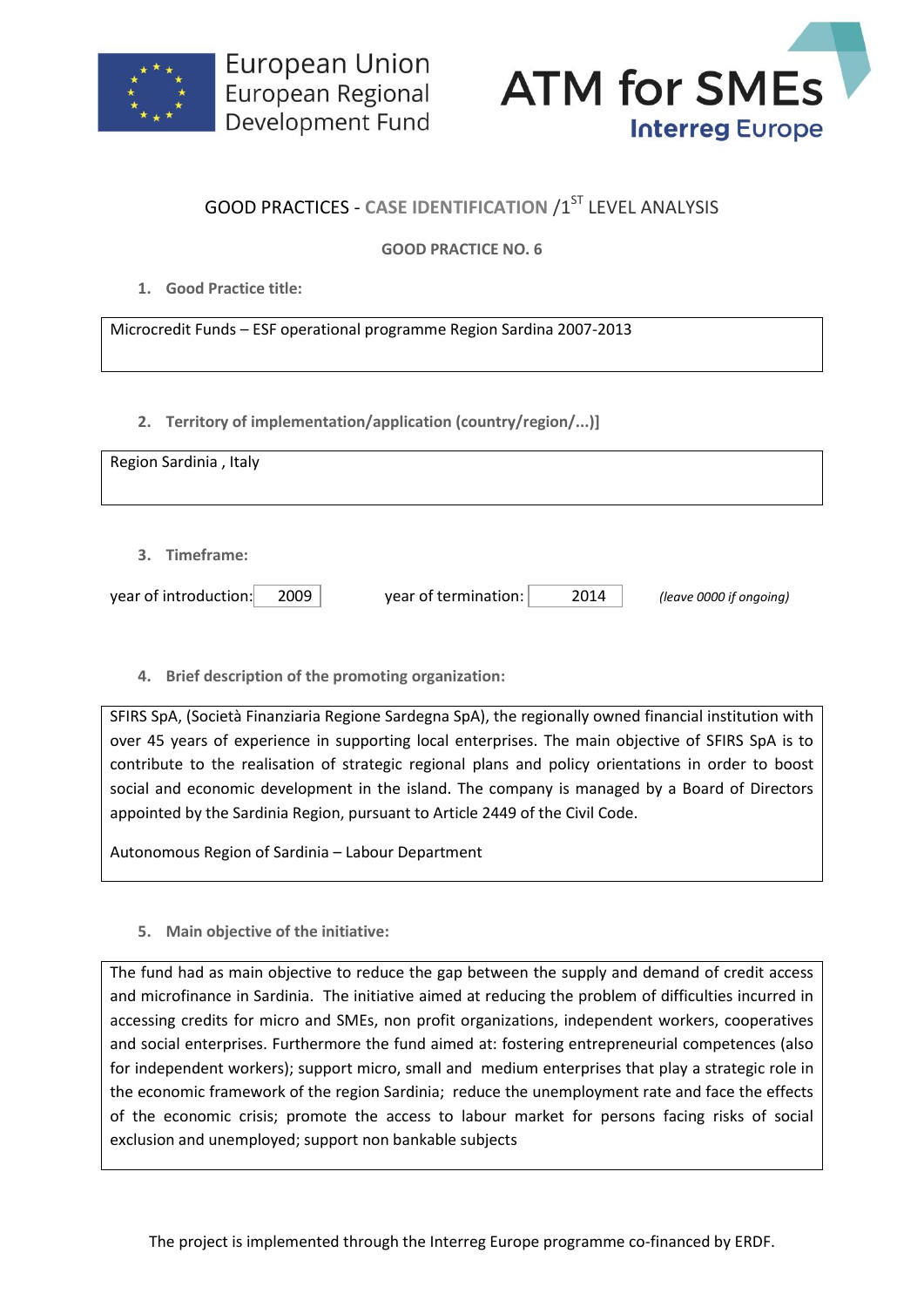European Union
European Regional
Development Fund

ATM for SMEs
Interreg Europe

# GOOD PRACTICES - CASE IDENTIFICATION /1ST LEVEL ANALYSIS

## GOOD PRACTICE NO. 6

1. **Good Practice title:**

Microcredit Funds – ESF operational programme Region Sardina 2007-2013

2. **Territory of implementation/application (country/region/...)]**

Region Sardinia , Italy

3. **Timeframe:**

year of introduction: 2009 year of termination: 2014 *(leave 0000 if ongoing)*

4. **Brief description of the promoting organization:**

SFIRS SpA, (Società Finanziaria Regione Sardegna SpA), the regionally owned financial institution with over 45 years of experience in supporting local enterprises. The main objective of SFIRS SpA is to contribute to the realisation of strategic regional plans and policy orientations in order to boost social and economic development in the island. The company is managed by a Board of Directors appointed by the Sardinia Region, pursuant to Article 2449 of the Civil Code.

Autonomous Region of Sardinia – Labour Department

5. **Main objective of the initiative:**

The fund had as main objective to reduce the gap between the supply and demand of credit access and microfinance in Sardinia. The initiative aimed at reducing the problem of difficulties incurred in accessing credits for micro and SMEs, non profit organizations, independent workers, cooperatives and social enterprises. Furthermore the fund aimed at: fostering entrepreneurial competences (also for independent workers); support micro, small and medium enterprises that play a strategic role in the economic framework of the region Sardinia; reduce the unemployment rate and face the effects of the economic crisis; promote the access to labour market for persons facing risks of social exclusion and unemployed; support non bankable subjects

The project is implemented through the Interreg Europe programme co-financed by ERDF.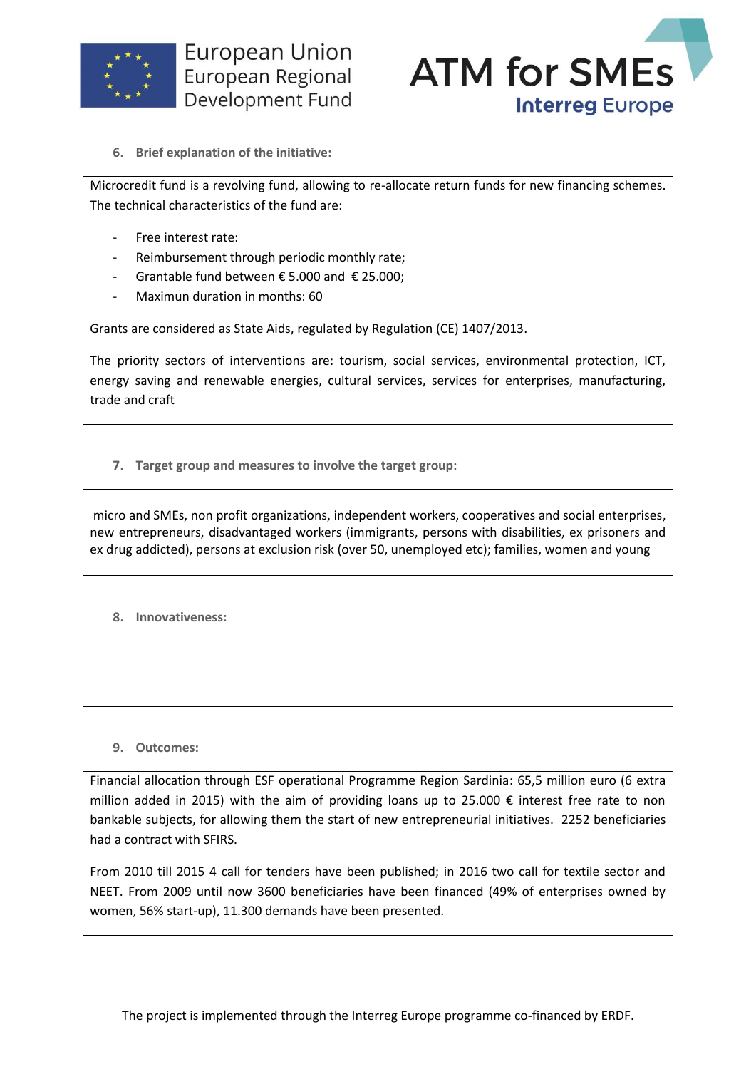6. **Brief explanation of the initiative:**

Microcredit fund is a revolving fund, allowing to re-allocate return funds for new financing schemes. The technical characteristics of the fund are:

- Free interest rate:
- Reimbursement through periodic monthly rate;
- Grantable fund between € 5.000 and € 25.000;
- Maximun duration in months: 60

Grants are considered as State Aids, regulated by Regulation (CE) 1407/2013.

The priority sectors of interventions are: tourism, social services, environmental protection, ICT, energy saving and renewable energies, cultural services, services for enterprises, manufacturing, trade and craft

7. **Target group and measures to involve the target group:**

micro and SMEs, non profit organizations, independent workers, cooperatives and social enterprises, new entrepreneurs, disadvantaged workers (immigrants, persons with disabilities, ex prisoners and ex drug addicted), persons at exclusion risk (over 50, unemployed etc); families, women and young

8. **Innovativeness:**

9. **Outcomes:**

Financial allocation through ESF operational Programme Region Sardinia: 65,5 million euro (6 extra million added in 2015) with the aim of providing loans up to 25.000 € interest free rate to non bankable subjects, for allowing them the start of new entrepreneurial initiatives. 2252 beneficiaries had a contract with SFIRS.

From 2010 till 2015 4 call for tenders have been published; in 2016 two call for textile sector and NEET. From 2009 until now 3600 beneficiaries have been financed (49% of enterprises owned by women, 56% start-up), 11.300 demands have been presented.